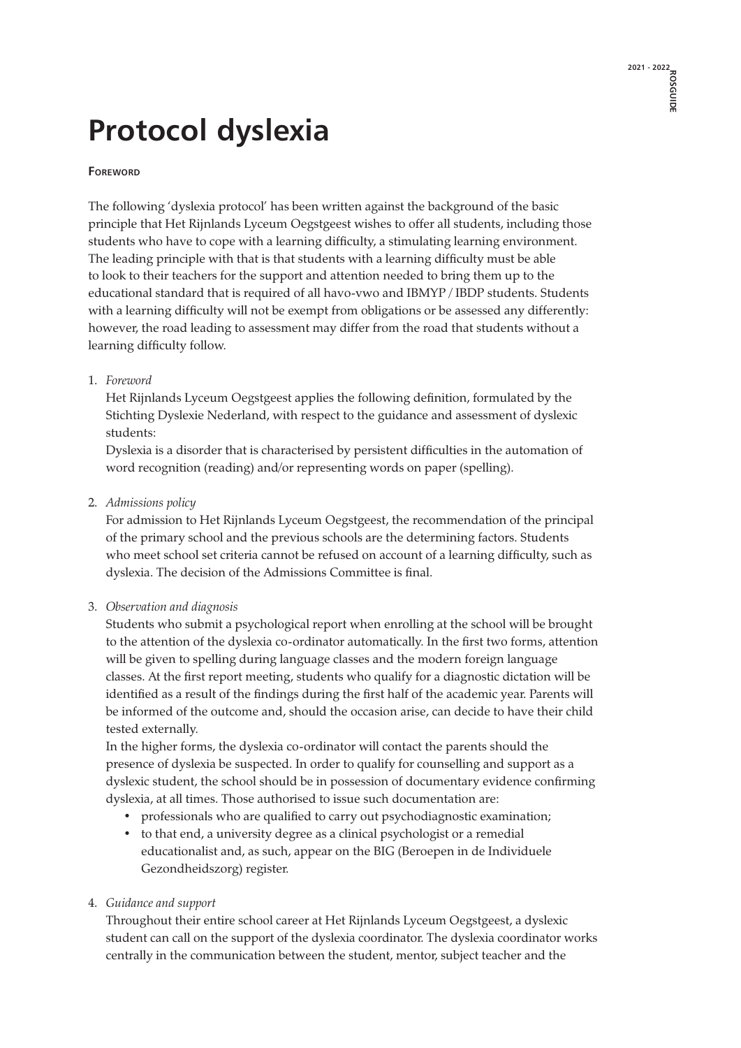# Protocol dyslexia

**Foreword**

The following 'dyslexia protocol' has been written against the background of the basic principle that Het Rijnlands Lyceum Oegstgeest wishes to offer all students, including those students who have to cope with a learning difficulty, a stimulating learning environment. The leading principle with that is that students with a learning difficulty must be able to look to their teachers for the support and attention needed to bring them up to the educational standard that is required of all havo-vwo and IBMYP / IBDP students. Students with a learning difficulty will not be exempt from obligations or be assessed any differently: however, the road leading to assessment may differ from the road that students without a learning difficulty follow.

1. *Foreword*
   Het Rijnlands Lyceum Oegstgeest applies the following definition, formulated by the Stichting Dyslexie Nederland, with respect to the guidance and assessment of dyslexic students:
   Dyslexia is a disorder that is characterised by persistent difficulties in the automation of word recognition (reading) and/or representing words on paper (spelling).

2. *Admissions policy*
   For admission to Het Rijnlands Lyceum Oegstgeest, the recommendation of the principal of the primary school and the previous schools are the determining factors. Students who meet school set criteria cannot be refused on account of a learning difficulty, such as dyslexia. The decision of the Admissions Committee is final.

3. *Observation and diagnosis*
   Students who submit a psychological report when enrolling at the school will be brought to the attention of the dyslexia co-ordinator automatically. In the first two forms, attention will be given to spelling during language classes and the modern foreign language classes. At the first report meeting, students who qualify for a diagnostic dictation will be identified as a result of the findings during the first half of the academic year. Parents will be informed of the outcome and, should the occasion arise, can decide to have their child tested externally.
   In the higher forms, the dyslexia co-ordinator will contact the parents should the presence of dyslexia be suspected. In order to qualify for counselling and support as a dyslexic student, the school should be in possession of documentary evidence confirming dyslexia, at all times. Those authorised to issue such documentation are:
   - professionals who are qualified to carry out psychodiagnostic examination;
   - to that end, a university degree as a clinical psychologist or a remedial educationalist and, as such, appear on the BIG (Beroepen in de Individuele Gezondheidszorg) register.

4. *Guidance and support*
   Throughout their entire school career at Het Rijnlands Lyceum Oegstgeest, a dyslexic student can call on the support of the dyslexia coordinator. The dyslexia coordinator works centrally in the communication between the student, mentor, subject teacher and the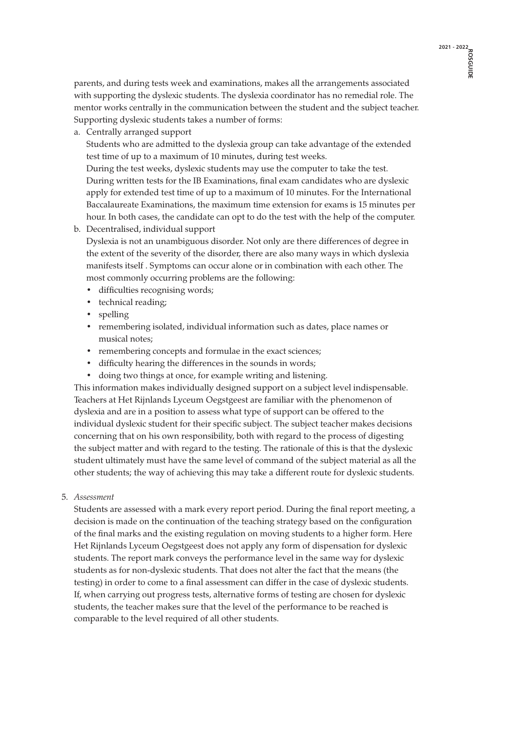parents, and during tests week and examinations, makes all the arrangements associated with supporting the dyslexic students. The dyslexia coordinator has no remedial role. The mentor works centrally in the communication between the student and the subject teacher. Supporting dyslexic students takes a number of forms:

a. Centrally arranged support

   Students who are admitted to the dyslexia group can take advantage of the extended test time of up to a maximum of 10 minutes, during test weeks.

   During the test weeks, dyslexic students may use the computer to take the test.

   During written tests for the IB Examinations, final exam candidates who are dyslexic apply for extended test time of up to a maximum of 10 minutes. For the International Baccalaureate Examinations, the maximum time extension for exams is 15 minutes per hour. In both cases, the candidate can opt to do the test with the help of the computer.

b. Decentralised, individual support

   Dyslexia is not an unambiguous disorder. Not only are there differences of degree in the extent of the severity of the disorder, there are also many ways in which dyslexia manifests itself . Symptoms can occur alone or in combination with each other. The most commonly occurring problems are the following:

   - difficulties recognising words;
   - technical reading;
   - spelling
   - remembering isolated, individual information such as dates, place names or musical notes;
   - remembering concepts and formulae in the exact sciences;
   - difficulty hearing the differences in the sounds in words;
   - doing two things at once, for example writing and listening.

   This information makes individually designed support on a subject level indispensable. Teachers at Het Rijnlands Lyceum Oegstgeest are familiar with the phenomenon of dyslexia and are in a position to assess what type of support can be offered to the individual dyslexic student for their specific subject. The subject teacher makes decisions concerning that on his own responsibility, both with regard to the process of digesting the subject matter and with regard to the testing. The rationale of this is that the dyslexic student ultimately must have the same level of command of the subject material as all the other students; the way of achieving this may take a different route for dyslexic students.

5. *Assessment*

   Students are assessed with a mark every report period. During the final report meeting, a decision is made on the continuation of the teaching strategy based on the configuration of the final marks and the existing regulation on moving students to a higher form. Here Het Rijnlands Lyceum Oegstgeest does not apply any form of dispensation for dyslexic students. The report mark conveys the performance level in the same way for dyslexic students as for non-dyslexic students. That does not alter the fact that the means (the testing) in order to come to a final assessment can differ in the case of dyslexic students. If, when carrying out progress tests, alternative forms of testing are chosen for dyslexic students, the teacher makes sure that the level of the performance to be reached is comparable to the level required of all other students.